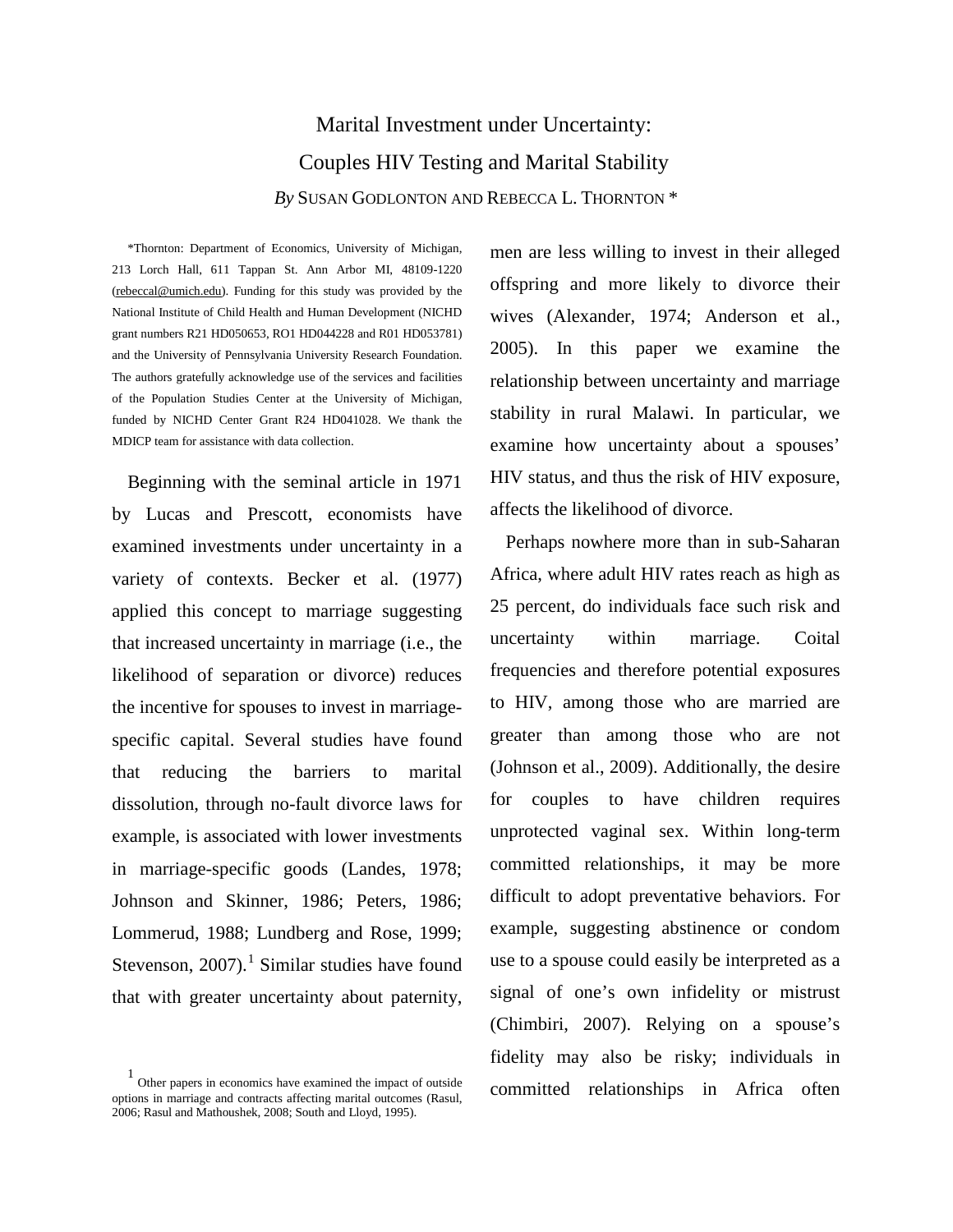# Marital Investment under Uncertainty: Couples HIV Testing and Marital Stability

*By* SUSAN GODLONTON AND REBECCA L. THORNTON *

*Thornton: Department of Economics, University of Michigan, 213 Lorch Hall, 611 Tappan St. Ann Arbor MI, 48109-1220 (rebeccal@umich.edu). Funding for this study was provided by the National Institute of Child Health and Human Development (NICHD grant numbers R21 HD050653, RO1 HD044228 and R01 HD053781) and the University of Pennsylvania University Research Foundation. The authors gratefully acknowledge use of the services and facilities of the Population Studies Center at the University of Michigan, funded by NICHD Center Grant R24 HD041028. We thank the MDICP team for assistance with data collection.

Beginning with the seminal article in 1971 by Lucas and Prescott, economists have examined investments under uncertainty in a variety of contexts. Becker et al. (1977) applied this concept to marriage suggesting that increased uncertainty in marriage (i.e., the likelihood of separation or divorce) reduces the incentive for spouses to invest in marriage-specific capital. Several studies have found that reducing the barriers to marital dissolution, through no-fault divorce laws for example, is associated with lower investments in marriage-specific goods (Landes, 1978; Johnson and Skinner, 1986; Peters, 1986; Lommerud, 1988; Lundberg and Rose, 1999; Stevenson, 2007).[1] Similar studies have found that with greater uncertainty about paternity, men are less willing to invest in their alleged offspring and more likely to divorce their wives (Alexander, 1974; Anderson et al., 2005). In this paper we examine the relationship between uncertainty and marriage stability in rural Malawi. In particular, we examine how uncertainty about a spouses' HIV status, and thus the risk of HIV exposure, affects the likelihood of divorce.

Perhaps nowhere more than in sub-Saharan Africa, where adult HIV rates reach as high as 25 percent, do individuals face such risk and uncertainty within marriage. Coital frequencies and therefore potential exposures to HIV, among those who are married are greater than among those who are not (Johnson et al., 2009). Additionally, the desire for couples to have children requires unprotected vaginal sex. Within long-term committed relationships, it may be more difficult to adopt preventative behaviors. For example, suggesting abstinence or condom use to a spouse could easily be interpreted as a signal of one's own infidelity or mistrust (Chimbiri, 2007). Relying on a spouse's fidelity may also be risky; individuals in committed relationships in Africa often

[1] Other papers in economics have examined the impact of outside options in marriage and contracts affecting marital outcomes (Rasul, 2006; Rasul and Mathoushek, 2008; South and Lloyd, 1995).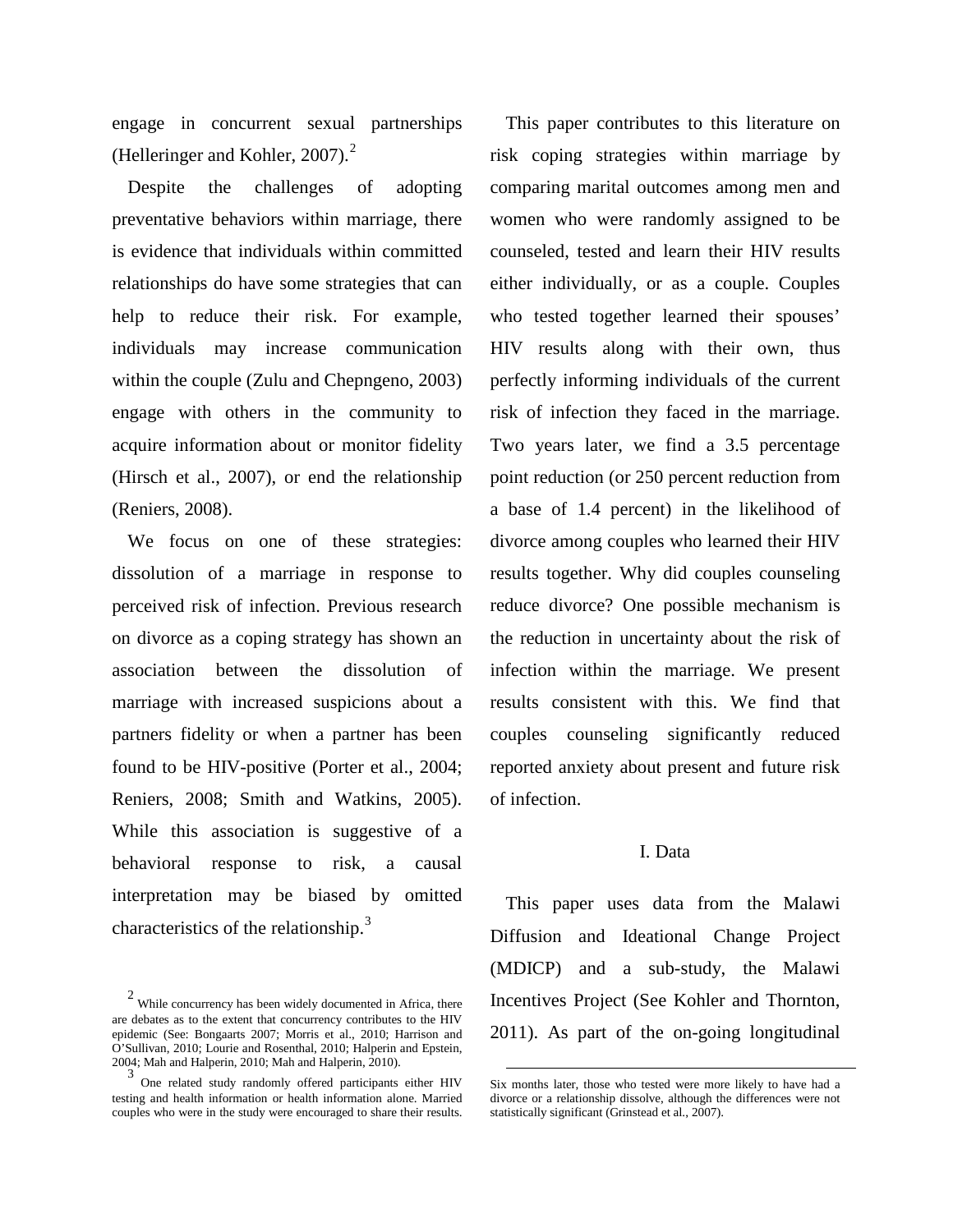engage in concurrent sexual partnerships (Helleringer and Kohler, 2007).[2]

Despite the challenges of adopting preventative behaviors within marriage, there is evidence that individuals within committed relationships do have some strategies that can help to reduce their risk. For example, individuals may increase communication within the couple (Zulu and Chepngeno, 2003) engage with others in the community to acquire information about or monitor fidelity (Hirsch et al., 2007), or end the relationship (Reniers, 2008).

We focus on one of these strategies: dissolution of a marriage in response to perceived risk of infection. Previous research on divorce as a coping strategy has shown an association between the dissolution of marriage with increased suspicions about a partners fidelity or when a partner has been found to be HIV-positive (Porter et al., 2004; Reniers, 2008; Smith and Watkins, 2005). While this association is suggestive of a behavioral response to risk, a causal interpretation may be biased by omitted characteristics of the relationship.[3]

This paper contributes to this literature on risk coping strategies within marriage by comparing marital outcomes among men and women who were randomly assigned to be counseled, tested and learn their HIV results either individually, or as a couple. Couples who tested together learned their spouses' HIV results along with their own, thus perfectly informing individuals of the current risk of infection they faced in the marriage. Two years later, we find a 3.5 percentage point reduction (or 250 percent reduction from a base of 1.4 percent) in the likelihood of divorce among couples who learned their HIV results together. Why did couples counseling reduce divorce? One possible mechanism is the reduction in uncertainty about the risk of infection within the marriage. We present results consistent with this. We find that couples counseling significantly reduced reported anxiety about present and future risk of infection.

## I. Data

This paper uses data from the Malawi Diffusion and Ideational Change Project (MDICP) and a sub-study, the Malawi Incentives Project (See Kohler and Thornton, 2011). As part of the on-going longitudinal

[2] While concurrency has been widely documented in Africa, there are debates as to the extent that concurrency contributes to the HIV epidemic (See: Bongaarts 2007; Morris et al., 2010; Harrison and O'Sullivan, 2010; Lourie and Rosenthal, 2010; Halperin and Epstein, 2004; Mah and Halperin, 2010; Mah and Halperin, 2010).

[3] One related study randomly offered participants either HIV testing and health information or health information alone. Married couples who were in the study were encouraged to share their results. Six months later, those who tested were more likely to have had a divorce or a relationship dissolve, although the differences were not statistically significant (Grinstead et al., 2007).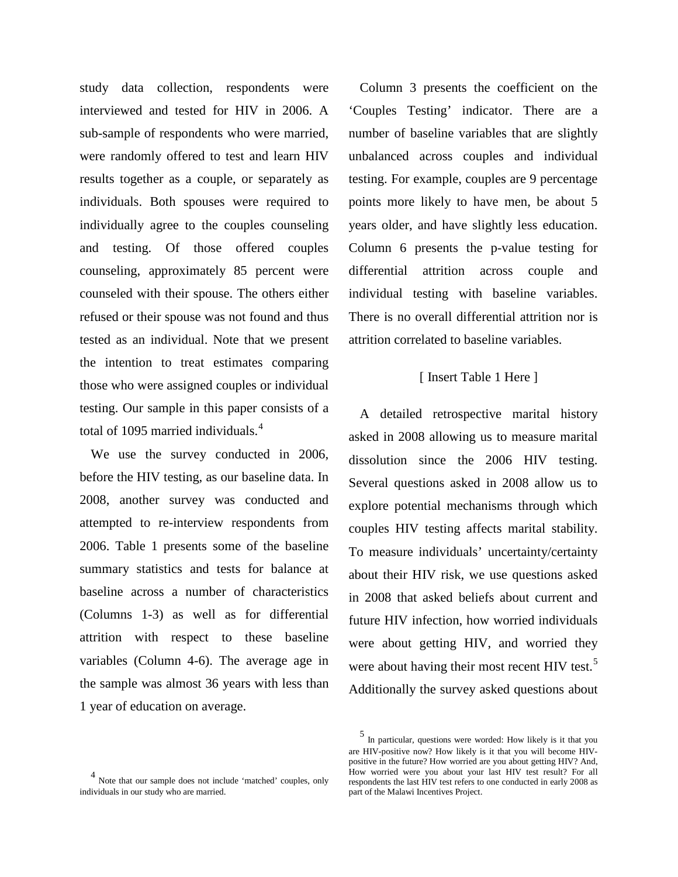study data collection, respondents were interviewed and tested for HIV in 2006. A sub-sample of respondents who were married, were randomly offered to test and learn HIV results together as a couple, or separately as individuals. Both spouses were required to individually agree to the couples counseling and testing. Of those offered couples counseling, approximately 85 percent were counseled with their spouse. The others either refused or their spouse was not found and thus tested as an individual. Note that we present the intention to treat estimates comparing those who were assigned couples or individual testing. Our sample in this paper consists of a total of 1095 married individuals.[4]

We use the survey conducted in 2006, before the HIV testing, as our baseline data. In 2008, another survey was conducted and attempted to re-interview respondents from 2006. Table 1 presents some of the baseline summary statistics and tests for balance at baseline across a number of characteristics (Columns 1-3) as well as for differential attrition with respect to these baseline variables (Column 4-6). The average age in the sample was almost 36 years with less than 1 year of education on average.

Column 3 presents the coefficient on the 'Couples Testing' indicator. There are a number of baseline variables that are slightly unbalanced across couples and individual testing. For example, couples are 9 percentage points more likely to have men, be about 5 years older, and have slightly less education. Column 6 presents the p-value testing for differential attrition across couple and individual testing with baseline variables. There is no overall differential attrition nor is attrition correlated to baseline variables.

[ Insert Table 1 Here ]

A detailed retrospective marital history asked in 2008 allowing us to measure marital dissolution since the 2006 HIV testing. Several questions asked in 2008 allow us to explore potential mechanisms through which couples HIV testing affects marital stability. To measure individuals' uncertainty/certainty about their HIV risk, we use questions asked in 2008 that asked beliefs about current and future HIV infection, how worried individuals were about getting HIV, and worried they were about having their most recent HIV test.[5] Additionally the survey asked questions about

[4] Note that our sample does not include 'matched' couples, only individuals in our study who are married.

[5] In particular, questions were worded: How likely is it that you are HIV-positive now? How likely is it that you will become HIV-positive in the future? How worried are you about getting HIV? And, How worried were you about your last HIV test result? For all respondents the last HIV test refers to one conducted in early 2008 as part of the Malawi Incentives Project.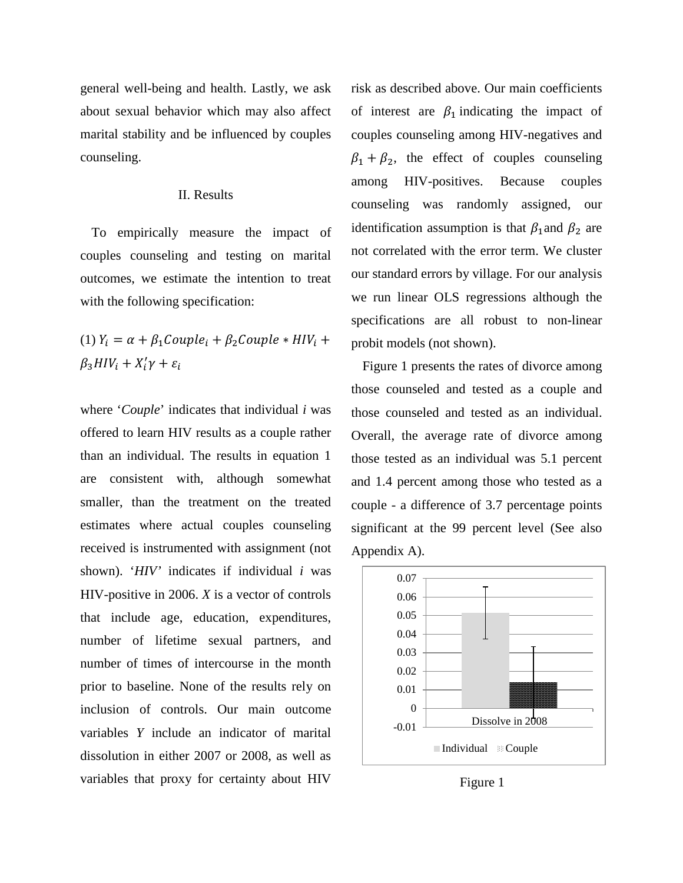general well-being and health. Lastly, we ask about sexual behavior which may also affect marital stability and be influenced by couples counseling.

## II. Results

To empirically measure the impact of couples counseling and testing on marital outcomes, we estimate the intention to treat with the following specification:

$$(1)\ Y_i = \alpha + \beta_1 Couple_i + \beta_2 Couple * HIV_i + \beta_3 HIV_i + X_i'\gamma + \varepsilon_i$$

where '*Couple*' indicates that individual *i* was offered to learn HIV results as a couple rather than an individual. The results in equation 1 are consistent with, although somewhat smaller, than the treatment on the treated estimates where actual couples counseling received is instrumented with assignment (not shown). '*HIV*' indicates if individual *i* was HIV-positive in 2006. *X* is a vector of controls that include age, education, expenditures, number of lifetime sexual partners, and number of times of intercourse in the month prior to baseline. None of the results rely on inclusion of controls. Our main outcome variables *Y* include an indicator of marital dissolution in either 2007 or 2008, as well as variables that proxy for certainty about HIV risk as described above. Our main coefficients of interest are $\beta_1$ indicating the impact of couples counseling among HIV-negatives and $\beta_1 + \beta_2$, the effect of couples counseling among HIV-positives. Because couples counseling was randomly assigned, our identification assumption is that $\beta_1$ and $\beta_2$ are not correlated with the error term. We cluster our standard errors by village. For our analysis we run linear OLS regressions although the specifications are all robust to non-linear probit models (not shown).

Figure 1 presents the rates of divorce among those counseled and tested as a couple and those counseled and tested as an individual. Overall, the average rate of divorce among those tested as an individual was 5.1 percent and 1.4 percent among those who tested as a couple - a difference of 3.7 percentage points significant at the 99 percent level (See also Appendix A).

Figure 1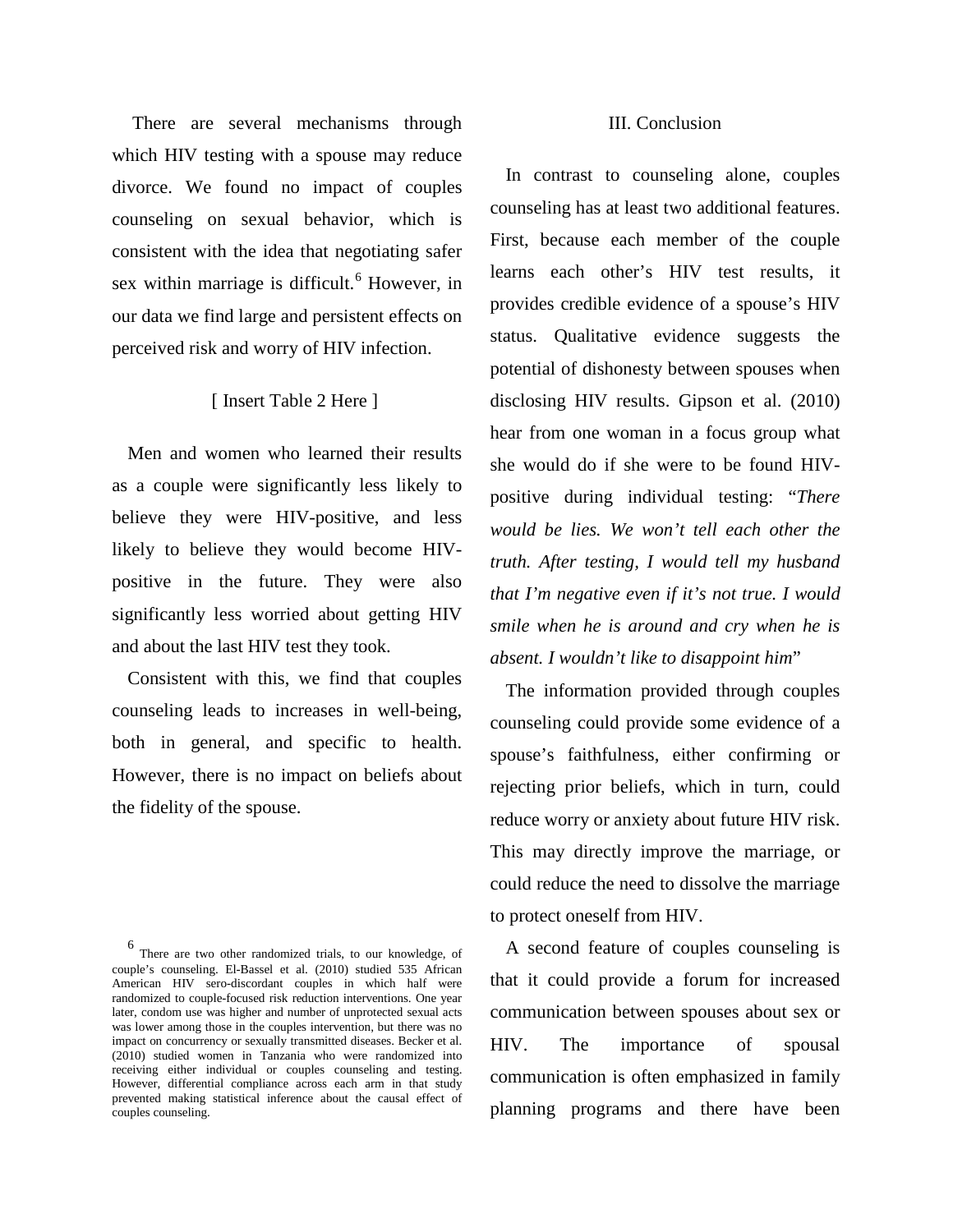There are several mechanisms through which HIV testing with a spouse may reduce divorce. We found no impact of couples counseling on sexual behavior, which is consistent with the idea that negotiating safer sex within marriage is difficult.[6] However, in our data we find large and persistent effects on perceived risk and worry of HIV infection.

[ Insert Table 2 Here ]

Men and women who learned their results as a couple were significantly less likely to believe they were HIV-positive, and less likely to believe they would become HIV-positive in the future. They were also significantly less worried about getting HIV and about the last HIV test they took.

Consistent with this, we find that couples counseling leads to increases in well-being, both in general, and specific to health. However, there is no impact on beliefs about the fidelity of the spouse.

## III. Conclusion

In contrast to counseling alone, couples counseling has at least two additional features. First, because each member of the couple learns each other's HIV test results, it provides credible evidence of a spouse's HIV status. Qualitative evidence suggests the potential of dishonesty between spouses when disclosing HIV results. Gipson et al. (2010) hear from one woman in a focus group what she would do if she were to be found HIV-positive during individual testing: "*There would be lies. We won't tell each other the truth. After testing, I would tell my husband that I'm negative even if it's not true. I would smile when he is around and cry when he is absent. I wouldn't like to disappoint him*"

The information provided through couples counseling could provide some evidence of a spouse's faithfulness, either confirming or rejecting prior beliefs, which in turn, could reduce worry or anxiety about future HIV risk. This may directly improve the marriage, or could reduce the need to dissolve the marriage to protect oneself from HIV.

A second feature of couples counseling is that it could provide a forum for increased communication between spouses about sex or HIV. The importance of spousal communication is often emphasized in family planning programs and there have been

[6] There are two other randomized trials, to our knowledge, of couple's counseling. El-Bassel et al. (2010) studied 535 African American HIV sero-discordant couples in which half were randomized to couple-focused risk reduction interventions. One year later, condom use was higher and number of unprotected sexual acts was lower among those in the couples intervention, but there was no impact on concurrency or sexually transmitted diseases. Becker et al. (2010) studied women in Tanzania who were randomized into receiving either individual or couples counseling and testing. However, differential compliance across each arm in that study prevented making statistical inference about the causal effect of couples counseling.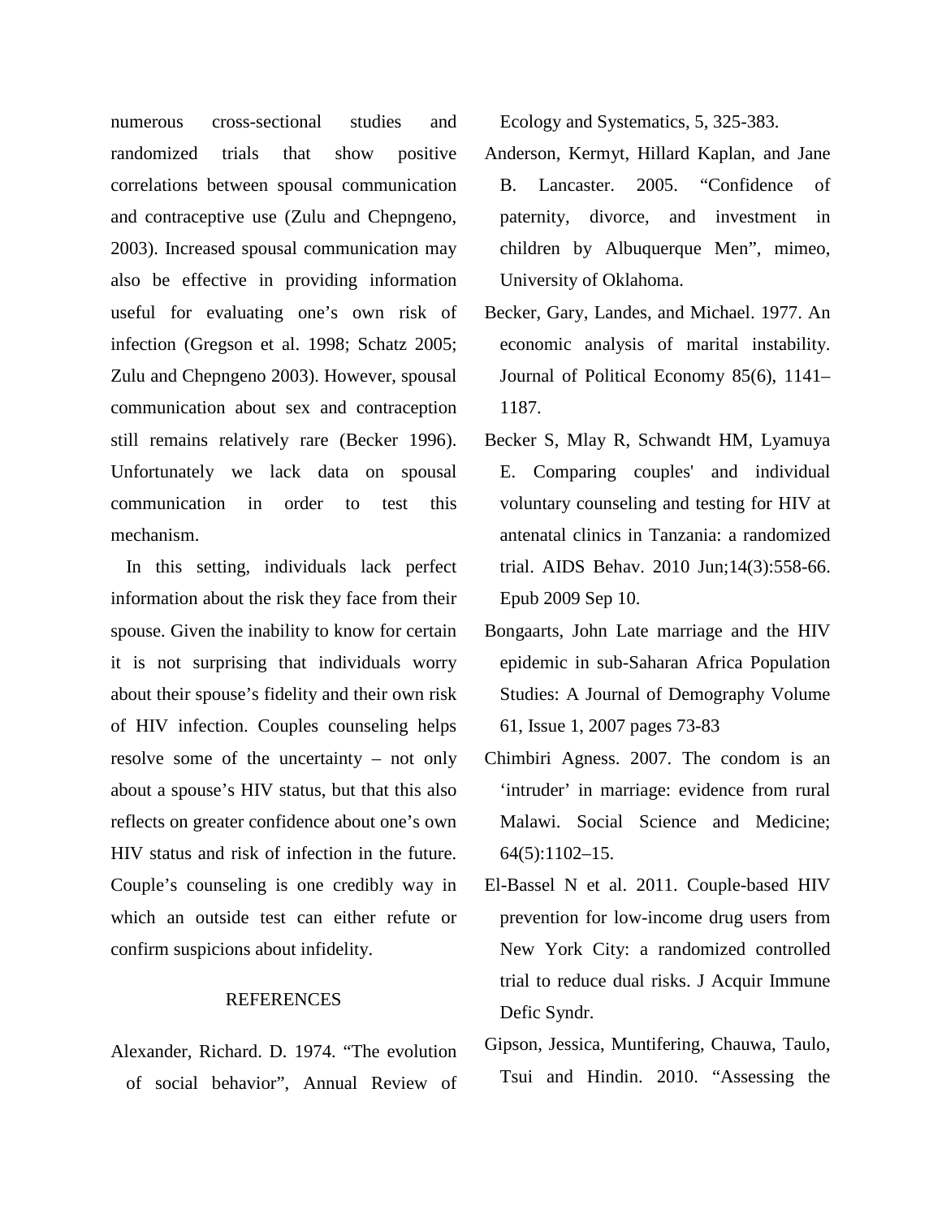numerous cross-sectional studies and randomized trials that show positive correlations between spousal communication and contraceptive use (Zulu and Chepngeno, 2003). Increased spousal communication may also be effective in providing information useful for evaluating one's own risk of infection (Gregson et al. 1998; Schatz 2005; Zulu and Chepngeno 2003). However, spousal communication about sex and contraception still remains relatively rare (Becker 1996). Unfortunately we lack data on spousal communication in order to test this mechanism.

In this setting, individuals lack perfect information about the risk they face from their spouse. Given the inability to know for certain it is not surprising that individuals worry about their spouse's fidelity and their own risk of HIV infection. Couples counseling helps resolve some of the uncertainty – not only about a spouse's HIV status, but that this also reflects on greater confidence about one's own HIV status and risk of infection in the future. Couple's counseling is one credibly way in which an outside test can either refute or confirm suspicions about infidelity.

## REFERENCES

Alexander, Richard. D. 1974. "The evolution of social behavior", Annual Review of Ecology and Systematics, 5, 325-383.

Anderson, Kermyt, Hillard Kaplan, and Jane B. Lancaster. 2005. "Confidence of paternity, divorce, and investment in children by Albuquerque Men", mimeo, University of Oklahoma.

Becker, Gary, Landes, and Michael. 1977. An economic analysis of marital instability. Journal of Political Economy 85(6), 1141–1187.

Becker S, Mlay R, Schwandt HM, Lyamuya E. Comparing couples' and individual voluntary counseling and testing for HIV at antenatal clinics in Tanzania: a randomized trial. AIDS Behav. 2010 Jun;14(3):558-66. Epub 2009 Sep 10.

Bongaarts, John Late marriage and the HIV epidemic in sub-Saharan Africa Population Studies: A Journal of Demography Volume 61, Issue 1, 2007 pages 73-83

Chimbiri Agness. 2007. The condom is an 'intruder' in marriage: evidence from rural Malawi. Social Science and Medicine; 64(5):1102–15.

El-Bassel N et al. 2011. Couple-based HIV prevention for low-income drug users from New York City: a randomized controlled trial to reduce dual risks. J Acquir Immune Defic Syndr.

Gipson, Jessica, Muntifering, Chauwa, Taulo, Tsui and Hindin. 2010. "Assessing the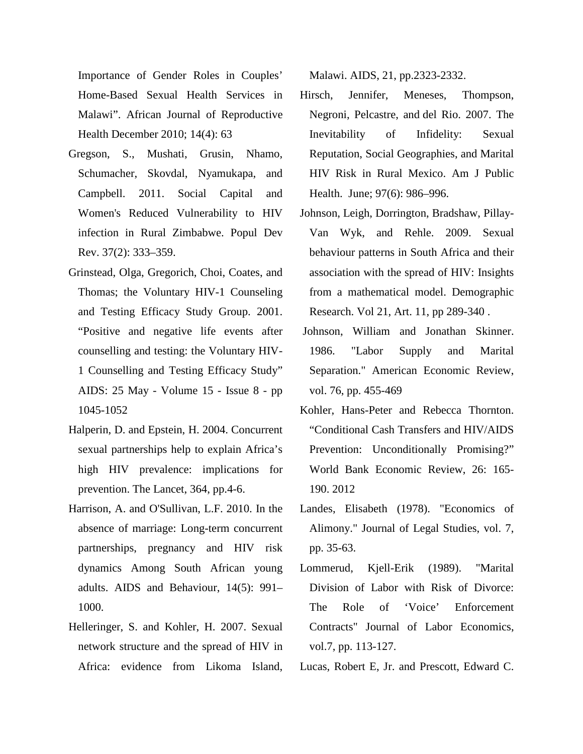Importance of Gender Roles in Couples' Home-Based Sexual Health Services in Malawi". African Journal of Reproductive Health December 2010; 14(4): 63

Gregson, S., Mushati, Grusin, Nhamo, Schumacher, Skovdal, Nyamukapa, and Campbell. 2011. Social Capital and Women's Reduced Vulnerability to HIV infection in Rural Zimbabwe. Popul Dev Rev. 37(2): 333–359.

Grinstead, Olga, Gregorich, Choi, Coates, and Thomas; the Voluntary HIV-1 Counseling and Testing Efficacy Study Group. 2001. "Positive and negative life events after counselling and testing: the Voluntary HIV-1 Counselling and Testing Efficacy Study" AIDS: 25 May - Volume 15 - Issue 8 - pp 1045-1052

Halperin, D. and Epstein, H. 2004. Concurrent sexual partnerships help to explain Africa's high HIV prevalence: implications for prevention. The Lancet, 364, pp.4-6.

Harrison, A. and O'Sullivan, L.F. 2010. In the absence of marriage: Long-term concurrent partnerships, pregnancy and HIV risk dynamics Among South African young adults. AIDS and Behaviour, 14(5): 991–1000.

Helleringer, S. and Kohler, H. 2007. Sexual network structure and the spread of HIV in Africa: evidence from Likoma Island, Malawi. AIDS, 21, pp.2323-2332.

Hirsch, Jennifer, Meneses, Thompson, Negroni, Pelcastre, and del Rio. 2007. The Inevitability of Infidelity: Sexual Reputation, Social Geographies, and Marital HIV Risk in Rural Mexico. Am J Public Health. June; 97(6): 986–996.

Johnson, Leigh, Dorrington, Bradshaw, Pillay-Van Wyk, and Rehle. 2009. Sexual behaviour patterns in South Africa and their association with the spread of HIV: Insights from a mathematical model. Demographic Research. Vol 21, Art. 11, pp 289-340 .

Johnson, William and Jonathan Skinner. 1986. "Labor Supply and Marital Separation." American Economic Review, vol. 76, pp. 455-469

Kohler, Hans-Peter and Rebecca Thornton. "Conditional Cash Transfers and HIV/AIDS Prevention: Unconditionally Promising?" World Bank Economic Review, 26: 165-190. 2012

Landes, Elisabeth (1978). "Economics of Alimony." Journal of Legal Studies, vol. 7, pp. 35-63.

Lommerud, Kjell-Erik (1989). "Marital Division of Labor with Risk of Divorce: The Role of 'Voice' Enforcement Contracts" Journal of Labor Economics, vol.7, pp. 113-127.

Lucas, Robert E, Jr. and Prescott, Edward C.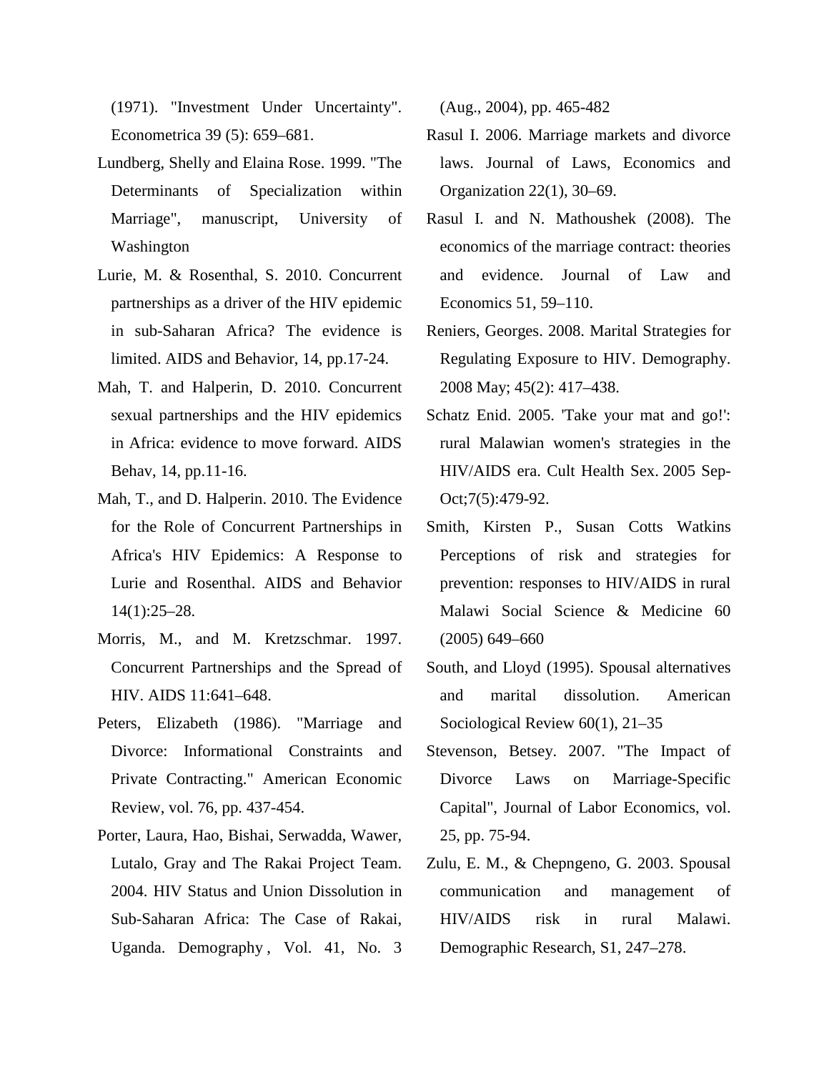(1971). "Investment Under Uncertainty". Econometrica 39 (5): 659–681.

Lundberg, Shelly and Elaina Rose. 1999. "The Determinants of Specialization within Marriage", manuscript, University of Washington

Lurie, M. & Rosenthal, S. 2010. Concurrent partnerships as a driver of the HIV epidemic in sub-Saharan Africa? The evidence is limited. AIDS and Behavior, 14, pp.17-24.

Mah, T. and Halperin, D. 2010. Concurrent sexual partnerships and the HIV epidemics in Africa: evidence to move forward. AIDS Behav, 14, pp.11-16.

Mah, T., and D. Halperin. 2010. The Evidence for the Role of Concurrent Partnerships in Africa's HIV Epidemics: A Response to Lurie and Rosenthal. AIDS and Behavior 14(1):25–28.

Morris, M., and M. Kretzschmar. 1997. Concurrent Partnerships and the Spread of HIV. AIDS 11:641–648.

Peters, Elizabeth (1986). "Marriage and Divorce: Informational Constraints and Private Contracting." American Economic Review, vol. 76, pp. 437-454.

Porter, Laura, Hao, Bishai, Serwadda, Wawer, Lutalo, Gray and The Rakai Project Team. 2004. HIV Status and Union Dissolution in Sub-Saharan Africa: The Case of Rakai, Uganda. Demography , Vol. 41, No. 3 (Aug., 2004), pp. 465-482

Rasul I. 2006. Marriage markets and divorce laws. Journal of Laws, Economics and Organization 22(1), 30–69.

Rasul I. and N. Mathoushek (2008). The economics of the marriage contract: theories and evidence. Journal of Law and Economics 51, 59–110.

Reniers, Georges. 2008. Marital Strategies for Regulating Exposure to HIV. Demography. 2008 May; 45(2): 417–438.

Schatz Enid. 2005. 'Take your mat and go!': rural Malawian women's strategies in the HIV/AIDS era. Cult Health Sex. 2005 Sep-Oct;7(5):479-92.

Smith, Kirsten P., Susan Cotts Watkins Perceptions of risk and strategies for prevention: responses to HIV/AIDS in rural Malawi Social Science & Medicine 60 (2005) 649–660

South, and Lloyd (1995). Spousal alternatives and marital dissolution. American Sociological Review 60(1), 21–35

Stevenson, Betsey. 2007. "The Impact of Divorce Laws on Marriage-Specific Capital", Journal of Labor Economics, vol. 25, pp. 75-94.

Zulu, E. M., & Chepngeno, G. 2003. Spousal communication and management of HIV/AIDS risk in rural Malawi. Demographic Research, S1, 247–278.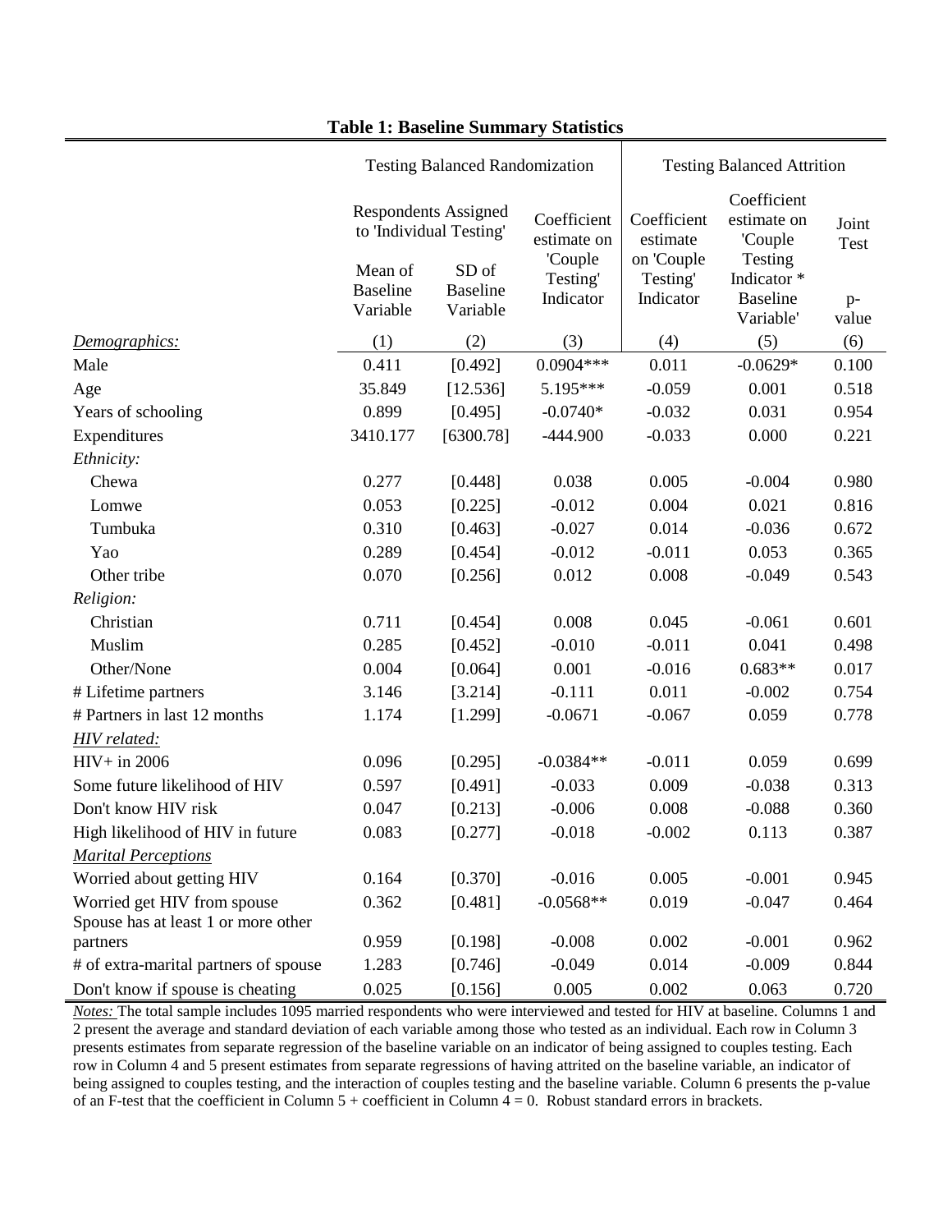**Table 1: Baseline Summary Statistics**

| | Testing Balanced Randomization | | | Testing Balanced Attrition | | |
|---|---|---|---|---|---|---|
| | Respondents Assigned to 'Individual Testing' | | Coefficient estimate on 'Couple Testing' Indicator | Coefficient estimate on 'Couple Testing' Indicator | Coefficient estimate on 'Couple Testing Indicator * Baseline Variable' | Joint Test |
| | Mean of Baseline Variable | SD of Baseline Variable | | | | p-value |
| *Demographics:* | (1) | (2) | (3) | (4) | (5) | (6) |
| Male | 0.411 | [0.492] | 0.0904*** | 0.011 | -0.0629* | 0.100 |
| Age | 35.849 | [12.536] | 5.195*** | -0.059 | 0.001 | 0.518 |
| Years of schooling | 0.899 | [0.495] | -0.0740* | -0.032 | 0.031 | 0.954 |
| Expenditures | 3410.177 | [6300.78] | -444.900 | -0.033 | 0.000 | 0.221 |
| *Ethnicity:* | | | | | | |
| Chewa | 0.277 | [0.448] | 0.038 | 0.005 | -0.004 | 0.980 |
| Lomwe | 0.053 | [0.225] | -0.012 | 0.004 | 0.021 | 0.816 |
| Tumbuka | 0.310 | [0.463] | -0.027 | 0.014 | -0.036 | 0.672 |
| Yao | 0.289 | [0.454] | -0.012 | -0.011 | 0.053 | 0.365 |
| Other tribe | 0.070 | [0.256] | 0.012 | 0.008 | -0.049 | 0.543 |
| *Religion:* | | | | | | |
| Christian | 0.711 | [0.454] | 0.008 | 0.045 | -0.061 | 0.601 |
| Muslim | 0.285 | [0.452] | -0.010 | -0.011 | 0.041 | 0.498 |
| Other/None | 0.004 | [0.064] | 0.001 | -0.016 | 0.683** | 0.017 |
| # Lifetime partners | 3.146 | [3.214] | -0.111 | 0.011 | -0.002 | 0.754 |
| # Partners in last 12 months | 1.174 | [1.299] | -0.0671 | -0.067 | 0.059 | 0.778 |
| *HIV related:* | | | | | | |
| HIV+ in 2006 | 0.096 | [0.295] | -0.0384** | -0.011 | 0.059 | 0.699 |
| Some future likelihood of HIV | 0.597 | [0.491] | -0.033 | 0.009 | -0.038 | 0.313 |
| Don't know HIV risk | 0.047 | [0.213] | -0.006 | 0.008 | -0.088 | 0.360 |
| High likelihood of HIV in future | 0.083 | [0.277] | -0.018 | -0.002 | 0.113 | 0.387 |
| *Marital Perceptions* | | | | | | |
| Worried about getting HIV | 0.164 | [0.370] | -0.016 | 0.005 | -0.001 | 0.945 |
| Worried get HIV from spouse | 0.362 | [0.481] | -0.0568** | 0.019 | -0.047 | 0.464 |
| Spouse has at least 1 or more other partners | 0.959 | [0.198] | -0.008 | 0.002 | -0.001 | 0.962 |
| # of extra-marital partners of spouse | 1.283 | [0.746] | -0.049 | 0.014 | -0.009 | 0.844 |
| Don't know if spouse is cheating | 0.025 | [0.156] | 0.005 | 0.002 | 0.063 | 0.720 |

*Notes:* The total sample includes 1095 married respondents who were interviewed and tested for HIV at baseline. Columns 1 and 2 present the average and standard deviation of each variable among those who tested as an individual. Each row in Column 3 presents estimates from separate regression of the baseline variable on an indicator of being assigned to couples testing. Each row in Column 4 and 5 present estimates from separate regressions of having attrited on the baseline variable, an indicator of being assigned to couples testing, and the interaction of couples testing and the baseline variable. Column 6 presents the p-value of an F-test that the coefficient in Column 5 + coefficient in Column 4 = 0. Robust standard errors in brackets.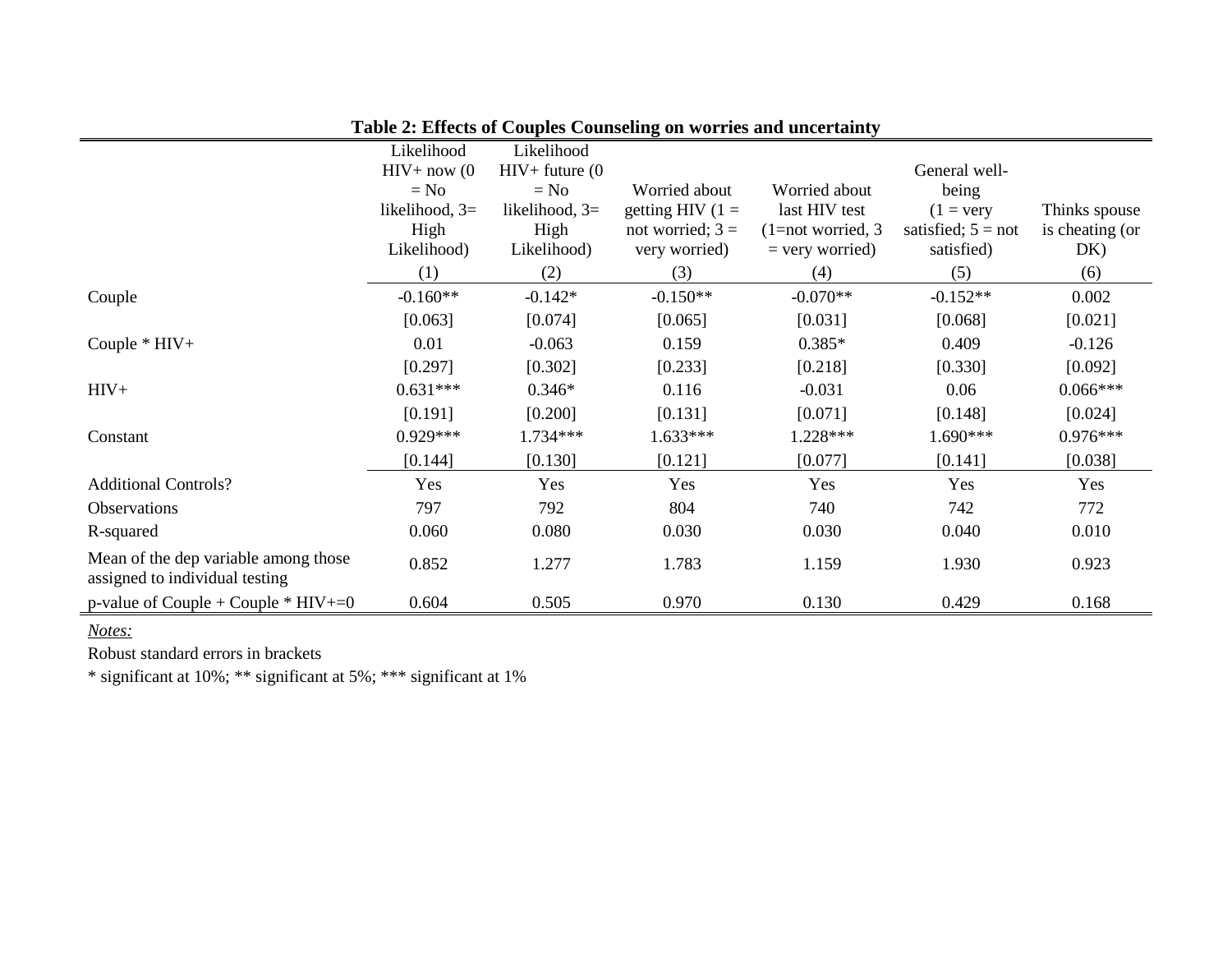**Table 2: Effects of Couples Counseling on worries and uncertainty**

| | Likelihood HIV+ now (0 = No likelihood, 3= High Likelihood) | Likelihood HIV+ future (0 = No likelihood, 3= High Likelihood) | Worried about getting HIV (1 = not worried; 3 = very worried) | Worried about last HIV test (1=not worried, 3 = very worried) | General well-being (1 = very satisfied; 5 = not satisfied) | Thinks spouse is cheating (or DK) |
|---|---|---|---|---|---|---|
| | (1) | (2) | (3) | (4) | (5) | (6) |
| Couple | -0.160** | -0.142* | -0.150** | -0.070** | -0.152** | 0.002 |
| | [0.063] | [0.074] | [0.065] | [0.031] | [0.068] | [0.021] |
| Couple * HIV+ | 0.01 | -0.063 | 0.159 | 0.385* | 0.409 | -0.126 |
| | [0.297] | [0.302] | [0.233] | [0.218] | [0.330] | [0.092] |
| HIV+ | 0.631*** | 0.346* | 0.116 | -0.031 | 0.06 | 0.066*** |
| | [0.191] | [0.200] | [0.131] | [0.071] | [0.148] | [0.024] |
| Constant | 0.929*** | 1.734*** | 1.633*** | 1.228*** | 1.690*** | 0.976*** |
| | [0.144] | [0.130] | [0.121] | [0.077] | [0.141] | [0.038] |
| Additional Controls? | Yes | Yes | Yes | Yes | Yes | Yes |
| Observations | 797 | 792 | 804 | 740 | 742 | 772 |
| R-squared | 0.060 | 0.080 | 0.030 | 0.030 | 0.040 | 0.010 |
| Mean of the dep variable among those assigned to individual testing | 0.852 | 1.277 | 1.783 | 1.159 | 1.930 | 0.923 |
| p-value of Couple + Couple * HIV+=0 | 0.604 | 0.505 | 0.970 | 0.130 | 0.429 | 0.168 |

*Notes:*

Robust standard errors in brackets

* significant at 10%; ** significant at 5%; *** significant at 1%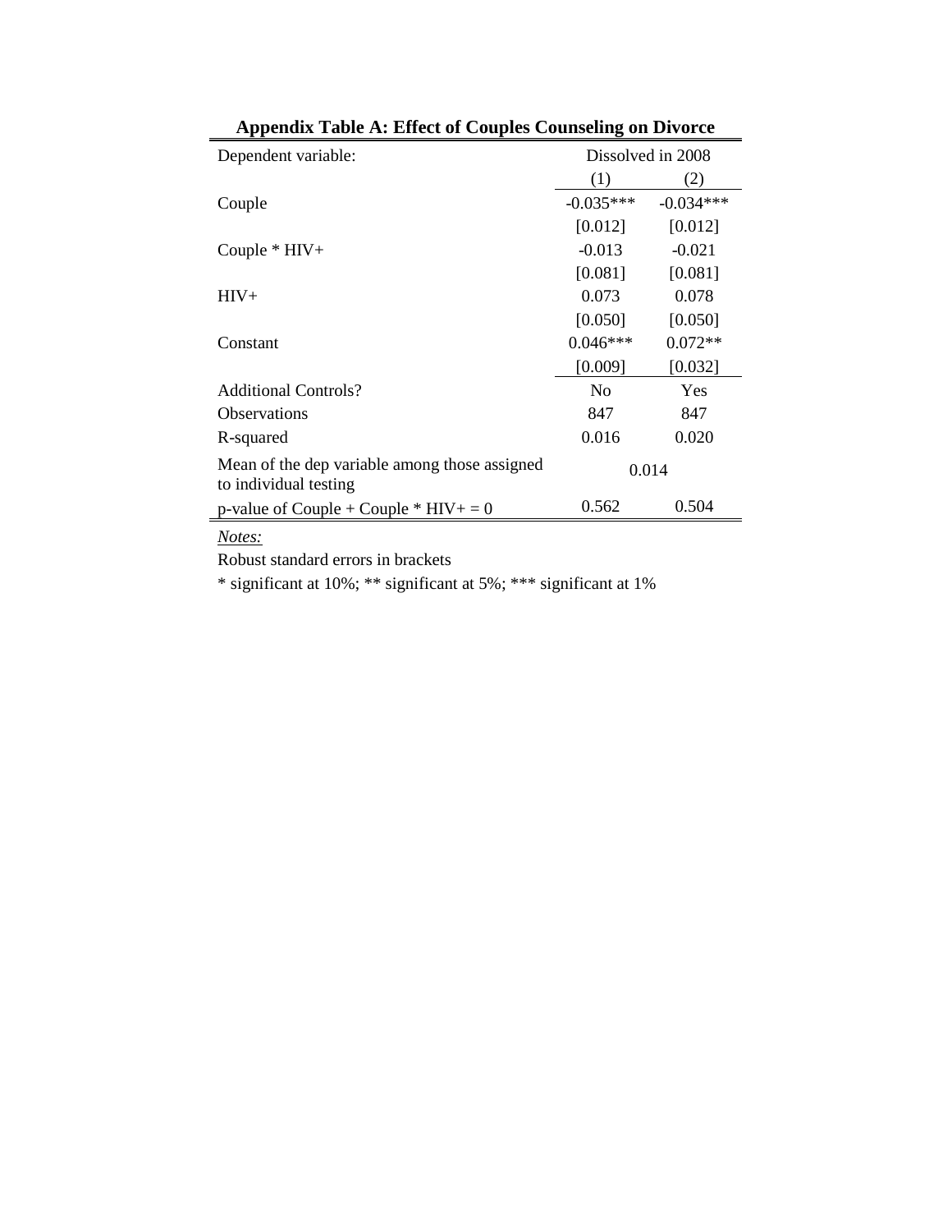**Appendix Table A: Effect of Couples Counseling on Divorce**

| Dependent variable: | Dissolved in 2008 | |
|---|---|---|
| | (1) | (2) |
| Couple | -0.035*** | -0.034*** |
| | [0.012] | [0.012] |
| Couple * HIV+ | -0.013 | -0.021 |
| | [0.081] | [0.081] |
| HIV+ | 0.073 | 0.078 |
| | [0.050] | [0.050] |
| Constant | 0.046*** | 0.072** |
| | [0.009] | [0.032] |
| Additional Controls? | No | Yes |
| Observations | 847 | 847 |
| R-squared | 0.016 | 0.020 |
| Mean of the dep variable among those assigned to individual testing | 0.014 | |
| p-value of Couple + Couple * HIV+ = 0 | 0.562 | 0.504 |

*Notes:*

Robust standard errors in brackets

* significant at 10%; ** significant at 5%; *** significant at 1%